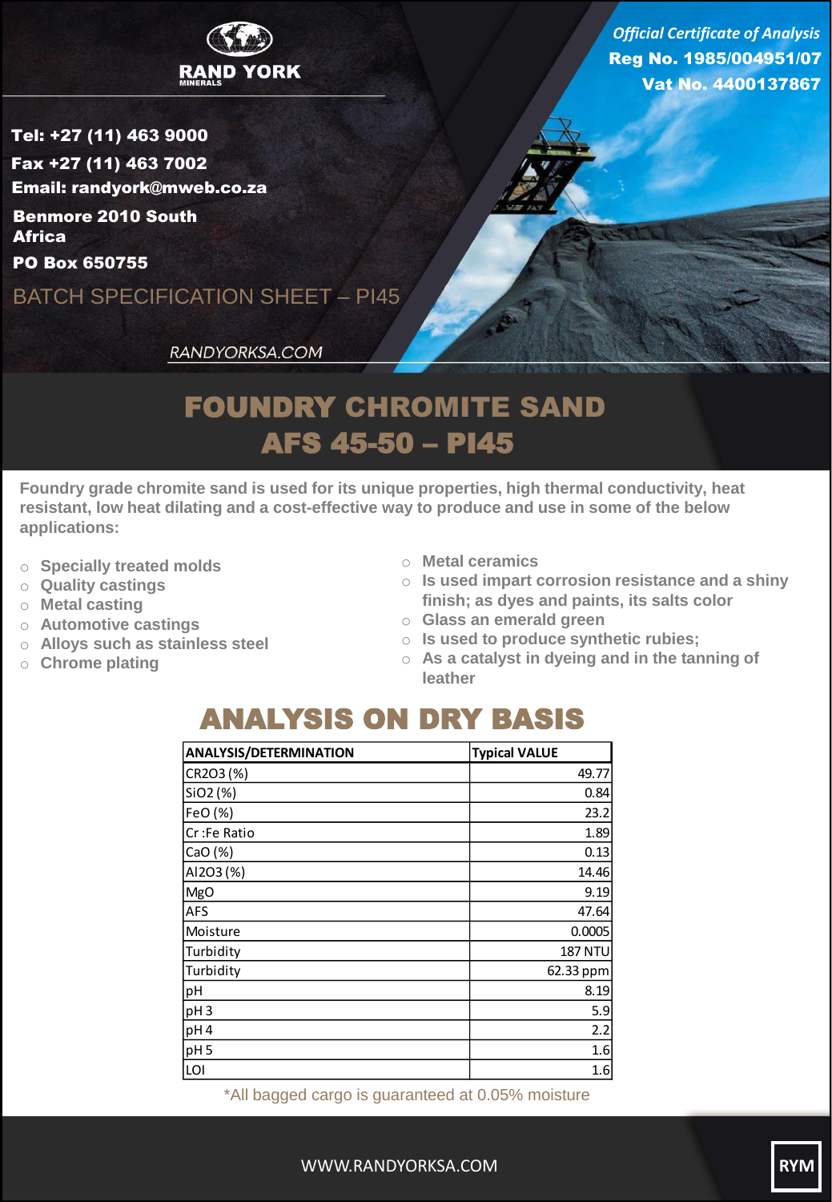**RAND YORK**
MINERALS

*Official Certificate of Analysis*
**Reg No. 1985/004951/07**
**Vat No. 4400137867**

**Tel: +27 (11) 463 9000**
**Fax +27 (11) 463 7002**
**Email: randyork@mweb.co.za**
**Benmore 2010 South Africa**
**PO Box 650755**

BATCH SPECIFICATION SHEET – PI45

RANDYORKSA.COM

# FOUNDRY CHROMITE SAND
# AFS 45-50 – PI45

**Foundry grade chromite sand is used for its unique properties, high thermal conductivity, heat resistant, low heat dilating and a cost-effective way to produce and use in some of the below applications:**

- **Specially treated molds**
- **Quality castings**
- **Metal casting**
- **Automotive castings**
- **Alloys such as stainless steel**
- **Chrome plating**
- **Metal ceramics**
- **Is used impart corrosion resistance and a shiny finish; as dyes and paints, its salts color**
- **Glass an emerald green**
- **Is used to produce synthetic rubies;**
- **As a catalyst in dyeing and in the tanning of leather**

## ANALYSIS ON DRY BASIS

| ANALYSIS/DETERMINATION | Typical VALUE |
|---|---|
| CR2O3 (%) | 49.77 |
| SiO2 (%) | 0.84 |
| FeO (%) | 23.2 |
| Cr :Fe Ratio | 1.89 |
| CaO (%) | 0.13 |
| Al2O3 (%) | 14.46 |
| MgO | 9.19 |
| AFS | 47.64 |
| Moisture | 0.0005 |
| Turbidity | 187 NTU |
| Turbidity | 62.33 ppm |
| pH | 8.19 |
| pH 3 | 5.9 |
| pH 4 | 2.2 |
| pH 5 | 1.6 |
| LOI | 1.6 |

*All bagged cargo is guaranteed at 0.05% moisture

WWW.RANDYORKSA.COM

RYM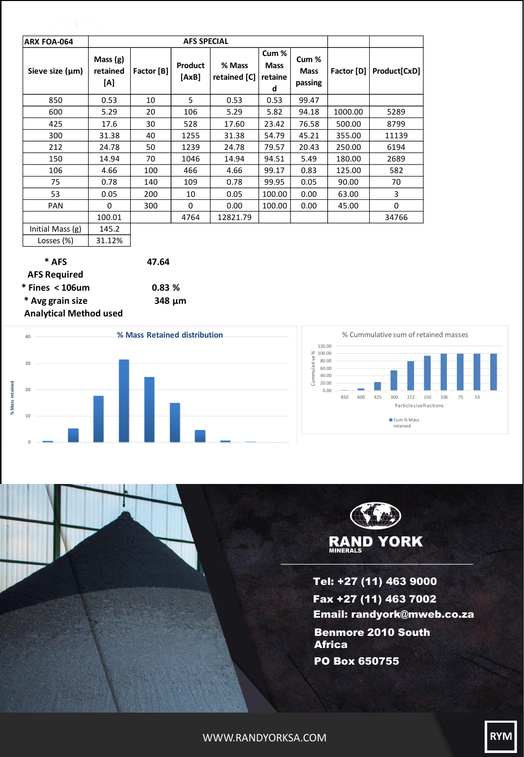| ARX FOA-064 | AFS SPECIAL | | | | | | | |
|---|---|---|---|---|---|---|---|---|
| Sieve size (µm) | Mass (g) retained [A] | Factor [B] | Product [AxB] | % Mass retained [C] | Cum % Mass retained | Cum % Mass passing | Factor [D] | Product[CxD] |
| 850 | 0.53 | 10 | 5 | 0.53 | 0.53 | 99.47 | | |
| 600 | 5.29 | 20 | 106 | 5.29 | 5.82 | 94.18 | 1000.00 | 5289 |
| 425 | 17.6 | 30 | 528 | 17.60 | 23.42 | 76.58 | 500.00 | 8799 |
| 300 | 31.38 | 40 | 1255 | 31.38 | 54.79 | 45.21 | 355.00 | 11139 |
| 212 | 24.78 | 50 | 1239 | 24.78 | 79.57 | 20.43 | 250.00 | 6194 |
| 150 | 14.94 | 70 | 1046 | 14.94 | 94.51 | 5.49 | 180.00 | 2689 |
| 106 | 4.66 | 100 | 466 | 4.66 | 99.17 | 0.83 | 125.00 | 582 |
| 75 | 0.78 | 140 | 109 | 0.78 | 99.95 | 0.05 | 90.00 | 70 |
| 53 | 0.05 | 200 | 10 | 0.05 | 100.00 | 0.00 | 63.00 | 3 |
| PAN | 0 | 300 | 0 | 0.00 | 100.00 | 0.00 | 45.00 | 0 |
| | 100.01 | | 4764 | 12821.79 | | | | 34766 |
| Initial Mass (g) | 145.2 | | | | | | | |
| Losses (%) | 31.12% | | | | | | | |

**\* AFS** **47.64**

**AFS Required**

**\* Fines < 106um** **0.83 %**

**\* Avg grain size** **348 µm**

**Analytical Method used**

% Mass Retained distribution

% Mass retained

0
10
20
30
40

% Cummulative sum of retained masses

Cummulative %

0.00
20.00
40.00
60.00
80.00
100.00
120.00

850 600 425 300 212 150 106 75 53

Particle size fractions

Cum % Mass retained

**RAND YORK**
**MINERALS**

**Tel: +27 (11) 463 9000**

**Fax +27 (11) 463 7002**

**Email: randyork@mweb.co.za**

**Benmore 2010 South Africa**

**PO Box 650755**

WWW.RANDYORKSA.COM

RYM